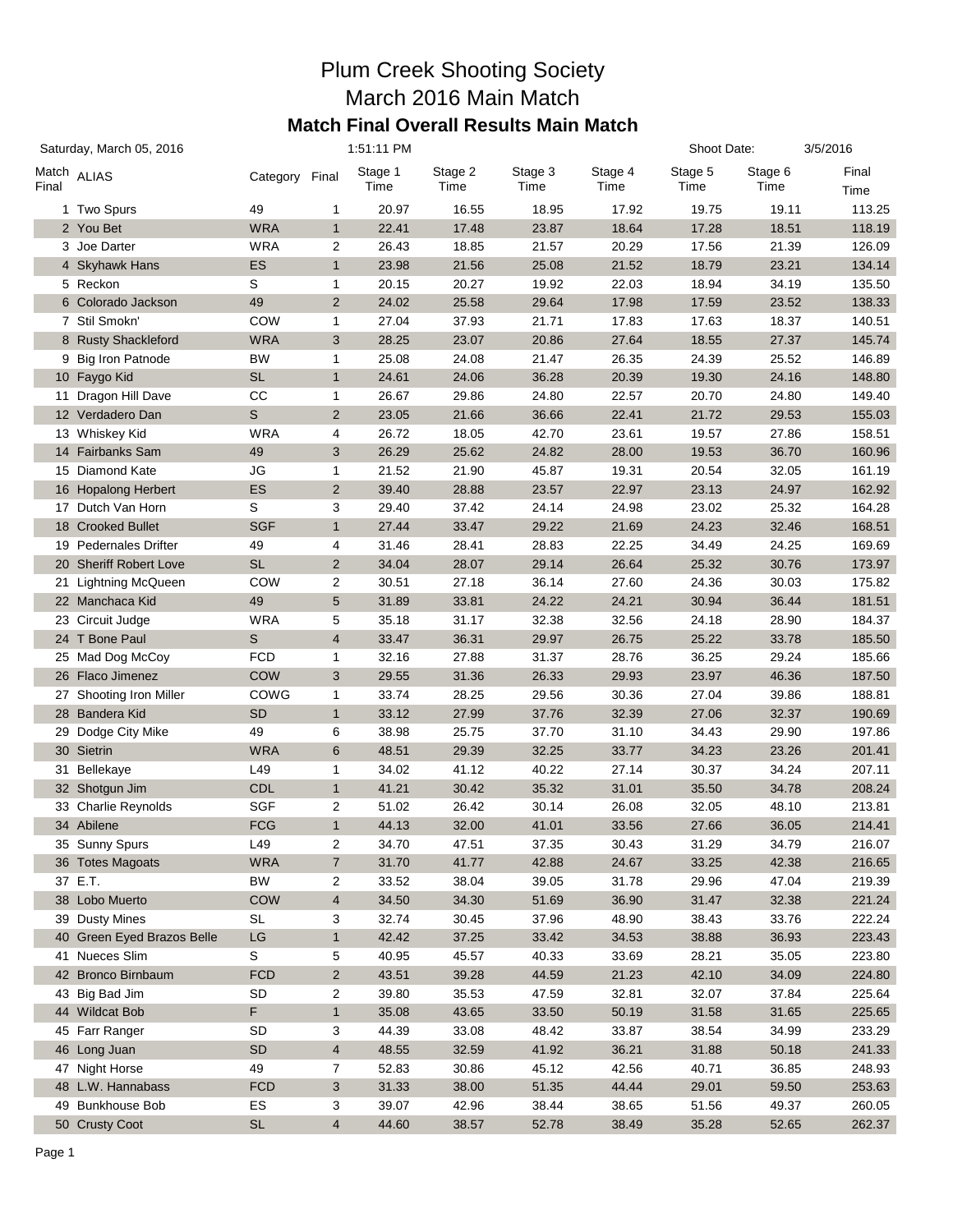# Plum Creek Shooting Society

## March 2016 Main Match

### Match Final Overall Results Main Match

Saturday, March 05, 2016 | 1:51:11 PM | Shoot Date: 3/5/2016

| Match Final | ALIAS | Category | Final | Stage 1 Time | Stage 2 Time | Stage 3 Time | Stage 4 Time | Stage 5 Time | Stage 6 Time | Final Time |
|---|---|---|---|---|---|---|---|---|---|---|
| 1 | Two Spurs | 49 | 1 | 20.97 | 16.55 | 18.95 | 17.92 | 19.75 | 19.11 | 113.25 |
| 2 | You Bet | WRA | 1 | 22.41 | 17.48 | 23.87 | 18.64 | 17.28 | 18.51 | 118.19 |
| 3 | Joe Darter | WRA | 2 | 26.43 | 18.85 | 21.57 | 20.29 | 17.56 | 21.39 | 126.09 |
| 4 | Skyhawk Hans | ES | 1 | 23.98 | 21.56 | 25.08 | 21.52 | 18.79 | 23.21 | 134.14 |
| 5 | Reckon | S | 1 | 20.15 | 20.27 | 19.92 | 22.03 | 18.94 | 34.19 | 135.50 |
| 6 | Colorado Jackson | 49 | 2 | 24.02 | 25.58 | 29.64 | 17.98 | 17.59 | 23.52 | 138.33 |
| 7 | Stil Smokn' | COW | 1 | 27.04 | 37.93 | 21.71 | 17.83 | 17.63 | 18.37 | 140.51 |
| 8 | Rusty Shackleford | WRA | 3 | 28.25 | 23.07 | 20.86 | 27.64 | 18.55 | 27.37 | 145.74 |
| 9 | Big Iron Patnode | BW | 1 | 25.08 | 24.08 | 21.47 | 26.35 | 24.39 | 25.52 | 146.89 |
| 10 | Faygo Kid | SL | 1 | 24.61 | 24.06 | 36.28 | 20.39 | 19.30 | 24.16 | 148.80 |
| 11 | Dragon Hill Dave | CC | 1 | 26.67 | 29.86 | 24.80 | 22.57 | 20.70 | 24.80 | 149.40 |
| 12 | Verdadero Dan | S | 2 | 23.05 | 21.66 | 36.66 | 22.41 | 21.72 | 29.53 | 155.03 |
| 13 | Whiskey Kid | WRA | 4 | 26.72 | 18.05 | 42.70 | 23.61 | 19.57 | 27.86 | 158.51 |
| 14 | Fairbanks Sam | 49 | 3 | 26.29 | 25.62 | 24.82 | 28.00 | 19.53 | 36.70 | 160.96 |
| 15 | Diamond Kate | JG | 1 | 21.52 | 21.90 | 45.87 | 19.31 | 20.54 | 32.05 | 161.19 |
| 16 | Hopalong Herbert | ES | 2 | 39.40 | 28.88 | 23.57 | 22.97 | 23.13 | 24.97 | 162.92 |
| 17 | Dutch Van Horn | S | 3 | 29.40 | 37.42 | 24.14 | 24.98 | 23.02 | 25.32 | 164.28 |
| 18 | Crooked Bullet | SGF | 1 | 27.44 | 33.47 | 29.22 | 21.69 | 24.23 | 32.46 | 168.51 |
| 19 | Pedernales Drifter | 49 | 4 | 31.46 | 28.41 | 28.83 | 22.25 | 34.49 | 24.25 | 169.69 |
| 20 | Sheriff Robert Love | SL | 2 | 34.04 | 28.07 | 29.14 | 26.64 | 25.32 | 30.76 | 173.97 |
| 21 | Lightning McQueen | COW | 2 | 30.51 | 27.18 | 36.14 | 27.60 | 24.36 | 30.03 | 175.82 |
| 22 | Manchaca Kid | 49 | 5 | 31.89 | 33.81 | 24.22 | 24.21 | 30.94 | 36.44 | 181.51 |
| 23 | Circuit Judge | WRA | 5 | 35.18 | 31.17 | 32.38 | 32.56 | 24.18 | 28.90 | 184.37 |
| 24 | T Bone Paul | S | 4 | 33.47 | 36.31 | 29.97 | 26.75 | 25.22 | 33.78 | 185.50 |
| 25 | Mad Dog McCoy | FCD | 1 | 32.16 | 27.88 | 31.37 | 28.76 | 36.25 | 29.24 | 185.66 |
| 26 | Flaco Jimenez | COW | 3 | 29.55 | 31.36 | 26.33 | 29.93 | 23.97 | 46.36 | 187.50 |
| 27 | Shooting Iron Miller | COWG | 1 | 33.74 | 28.25 | 29.56 | 30.36 | 27.04 | 39.86 | 188.81 |
| 28 | Bandera Kid | SD | 1 | 33.12 | 27.99 | 37.76 | 32.39 | 27.06 | 32.37 | 190.69 |
| 29 | Dodge City Mike | 49 | 6 | 38.98 | 25.75 | 37.70 | 31.10 | 34.43 | 29.90 | 197.86 |
| 30 | Sietrin | WRA | 6 | 48.51 | 29.39 | 32.25 | 33.77 | 34.23 | 23.26 | 201.41 |
| 31 | Bellekaye | L49 | 1 | 34.02 | 41.12 | 40.22 | 27.14 | 30.37 | 34.24 | 207.11 |
| 32 | Shotgun Jim | CDL | 1 | 41.21 | 30.42 | 35.32 | 31.01 | 35.50 | 34.78 | 208.24 |
| 33 | Charlie Reynolds | SGF | 2 | 51.02 | 26.42 | 30.14 | 26.08 | 32.05 | 48.10 | 213.81 |
| 34 | Abilene | FCG | 1 | 44.13 | 32.00 | 41.01 | 33.56 | 27.66 | 36.05 | 214.41 |
| 35 | Sunny Spurs | L49 | 2 | 34.70 | 47.51 | 37.35 | 30.43 | 31.29 | 34.79 | 216.07 |
| 36 | Totes Magoats | WRA | 7 | 31.70 | 41.77 | 42.88 | 24.67 | 33.25 | 42.38 | 216.65 |
| 37 | E.T. | BW | 2 | 33.52 | 38.04 | 39.05 | 31.78 | 29.96 | 47.04 | 219.39 |
| 38 | Lobo Muerto | COW | 4 | 34.50 | 34.30 | 51.69 | 36.90 | 31.47 | 32.38 | 221.24 |
| 39 | Dusty Mines | SL | 3 | 32.74 | 30.45 | 37.96 | 48.90 | 38.43 | 33.76 | 222.24 |
| 40 | Green Eyed Brazos Belle | LG | 1 | 42.42 | 37.25 | 33.42 | 34.53 | 38.88 | 36.93 | 223.43 |
| 41 | Nueces Slim | S | 5 | 40.95 | 45.57 | 40.33 | 33.69 | 28.21 | 35.05 | 223.80 |
| 42 | Bronco Birnbaum | FCD | 2 | 43.51 | 39.28 | 44.59 | 21.23 | 42.10 | 34.09 | 224.80 |
| 43 | Big Bad Jim | SD | 2 | 39.80 | 35.53 | 47.59 | 32.81 | 32.07 | 37.84 | 225.64 |
| 44 | Wildcat Bob | F | 1 | 35.08 | 43.65 | 33.50 | 50.19 | 31.58 | 31.65 | 225.65 |
| 45 | Farr Ranger | SD | 3 | 44.39 | 33.08 | 48.42 | 33.87 | 38.54 | 34.99 | 233.29 |
| 46 | Long Juan | SD | 4 | 48.55 | 32.59 | 41.92 | 36.21 | 31.88 | 50.18 | 241.33 |
| 47 | Night Horse | 49 | 7 | 52.83 | 30.86 | 45.12 | 42.56 | 40.71 | 36.85 | 248.93 |
| 48 | L.W. Hannabass | FCD | 3 | 31.33 | 38.00 | 51.35 | 44.44 | 29.01 | 59.50 | 253.63 |
| 49 | Bunkhouse Bob | ES | 3 | 39.07 | 42.96 | 38.44 | 38.65 | 51.56 | 49.37 | 260.05 |
| 50 | Crusty Coot | SL | 4 | 44.60 | 38.57 | 52.78 | 38.49 | 35.28 | 52.65 | 262.37 |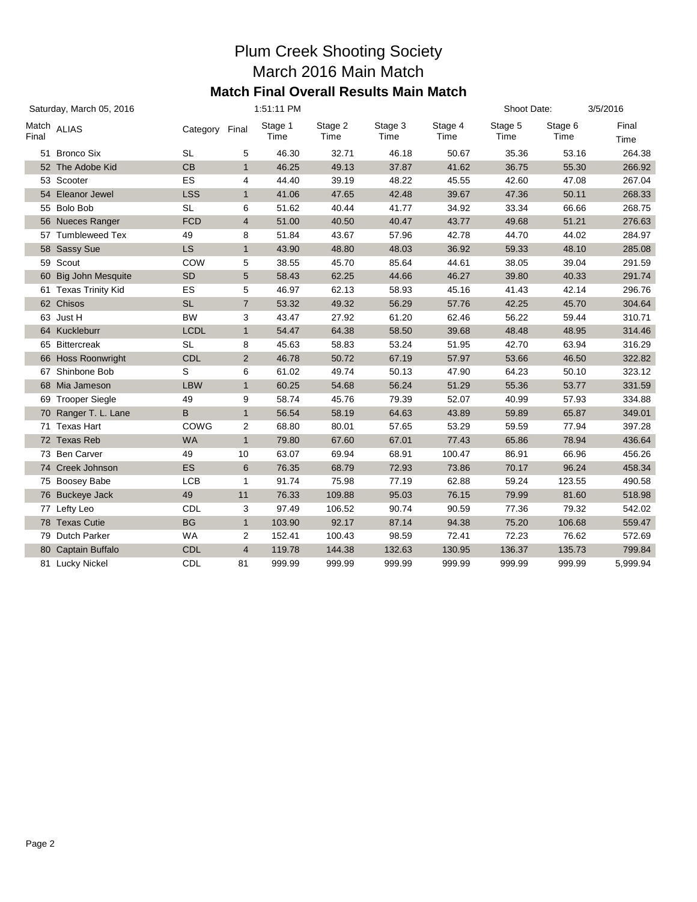# Plum Creek Shooting Society

# March 2016 Main Match

## Match Final Overall Results Main Match

Saturday, March 05, 2016 | 1:51:11 PM | Shoot Date: 3/5/2016

| Match Final | ALIAS | Category | Final | Stage 1 Time | Stage 2 Time | Stage 3 Time | Stage 4 Time | Stage 5 Time | Stage 6 Time | Final Time |
|---|---|---|---|---|---|---|---|---|---|---|
| 51 | Bronco Six | SL | 5 | 46.30 | 32.71 | 46.18 | 50.67 | 35.36 | 53.16 | 264.38 |
| 52 | The Adobe Kid | CB | 1 | 46.25 | 49.13 | 37.87 | 41.62 | 36.75 | 55.30 | 266.92 |
| 53 | Scooter | ES | 4 | 44.40 | 39.19 | 48.22 | 45.55 | 42.60 | 47.08 | 267.04 |
| 54 | Eleanor Jewel | LSS | 1 | 41.06 | 47.65 | 42.48 | 39.67 | 47.36 | 50.11 | 268.33 |
| 55 | Bolo Bob | SL | 6 | 51.62 | 40.44 | 41.77 | 34.92 | 33.34 | 66.66 | 268.75 |
| 56 | Nueces Ranger | FCD | 4 | 51.00 | 40.50 | 40.47 | 43.77 | 49.68 | 51.21 | 276.63 |
| 57 | Tumbleweed Tex | 49 | 8 | 51.84 | 43.67 | 57.96 | 42.78 | 44.70 | 44.02 | 284.97 |
| 58 | Sassy Sue | LS | 1 | 43.90 | 48.80 | 48.03 | 36.92 | 59.33 | 48.10 | 285.08 |
| 59 | Scout | COW | 5 | 38.55 | 45.70 | 85.64 | 44.61 | 38.05 | 39.04 | 291.59 |
| 60 | Big John Mesquite | SD | 5 | 58.43 | 62.25 | 44.66 | 46.27 | 39.80 | 40.33 | 291.74 |
| 61 | Texas Trinity Kid | ES | 5 | 46.97 | 62.13 | 58.93 | 45.16 | 41.43 | 42.14 | 296.76 |
| 62 | Chisos | SL | 7 | 53.32 | 49.32 | 56.29 | 57.76 | 42.25 | 45.70 | 304.64 |
| 63 | Just H | BW | 3 | 43.47 | 27.92 | 61.20 | 62.46 | 56.22 | 59.44 | 310.71 |
| 64 | Kuckleburr | LCDL | 1 | 54.47 | 64.38 | 58.50 | 39.68 | 48.48 | 48.95 | 314.46 |
| 65 | Bittercreak | SL | 8 | 45.63 | 58.83 | 53.24 | 51.95 | 42.70 | 63.94 | 316.29 |
| 66 | Hoss Roonwright | CDL | 2 | 46.78 | 50.72 | 67.19 | 57.97 | 53.66 | 46.50 | 322.82 |
| 67 | Shinbone Bob | S | 6 | 61.02 | 49.74 | 50.13 | 47.90 | 64.23 | 50.10 | 323.12 |
| 68 | Mia Jameson | LBW | 1 | 60.25 | 54.68 | 56.24 | 51.29 | 55.36 | 53.77 | 331.59 |
| 69 | Trooper Siegle | 49 | 9 | 58.74 | 45.76 | 79.39 | 52.07 | 40.99 | 57.93 | 334.88 |
| 70 | Ranger T. L. Lane | B | 1 | 56.54 | 58.19 | 64.63 | 43.89 | 59.89 | 65.87 | 349.01 |
| 71 | Texas Hart | COWG | 2 | 68.80 | 80.01 | 57.65 | 53.29 | 59.59 | 77.94 | 397.28 |
| 72 | Texas Reb | WA | 1 | 79.80 | 67.60 | 67.01 | 77.43 | 65.86 | 78.94 | 436.64 |
| 73 | Ben Carver | 49 | 10 | 63.07 | 69.94 | 68.91 | 100.47 | 86.91 | 66.96 | 456.26 |
| 74 | Creek Johnson | ES | 6 | 76.35 | 68.79 | 72.93 | 73.86 | 70.17 | 96.24 | 458.34 |
| 75 | Boosey Babe | LCB | 1 | 91.74 | 75.98 | 77.19 | 62.88 | 59.24 | 123.55 | 490.58 |
| 76 | Buckeye Jack | 49 | 11 | 76.33 | 109.88 | 95.03 | 76.15 | 79.99 | 81.60 | 518.98 |
| 77 | Lefty Leo | CDL | 3 | 97.49 | 106.52 | 90.74 | 90.59 | 77.36 | 79.32 | 542.02 |
| 78 | Texas Cutie | BG | 1 | 103.90 | 92.17 | 87.14 | 94.38 | 75.20 | 106.68 | 559.47 |
| 79 | Dutch Parker | WA | 2 | 152.41 | 100.43 | 98.59 | 72.41 | 72.23 | 76.62 | 572.69 |
| 80 | Captain Buffalo | CDL | 4 | 119.78 | 144.38 | 132.63 | 130.95 | 136.37 | 135.73 | 799.84 |
| 81 | Lucky Nickel | CDL | 81 | 999.99 | 999.99 | 999.99 | 999.99 | 999.99 | 999.99 | 5,999.94 |